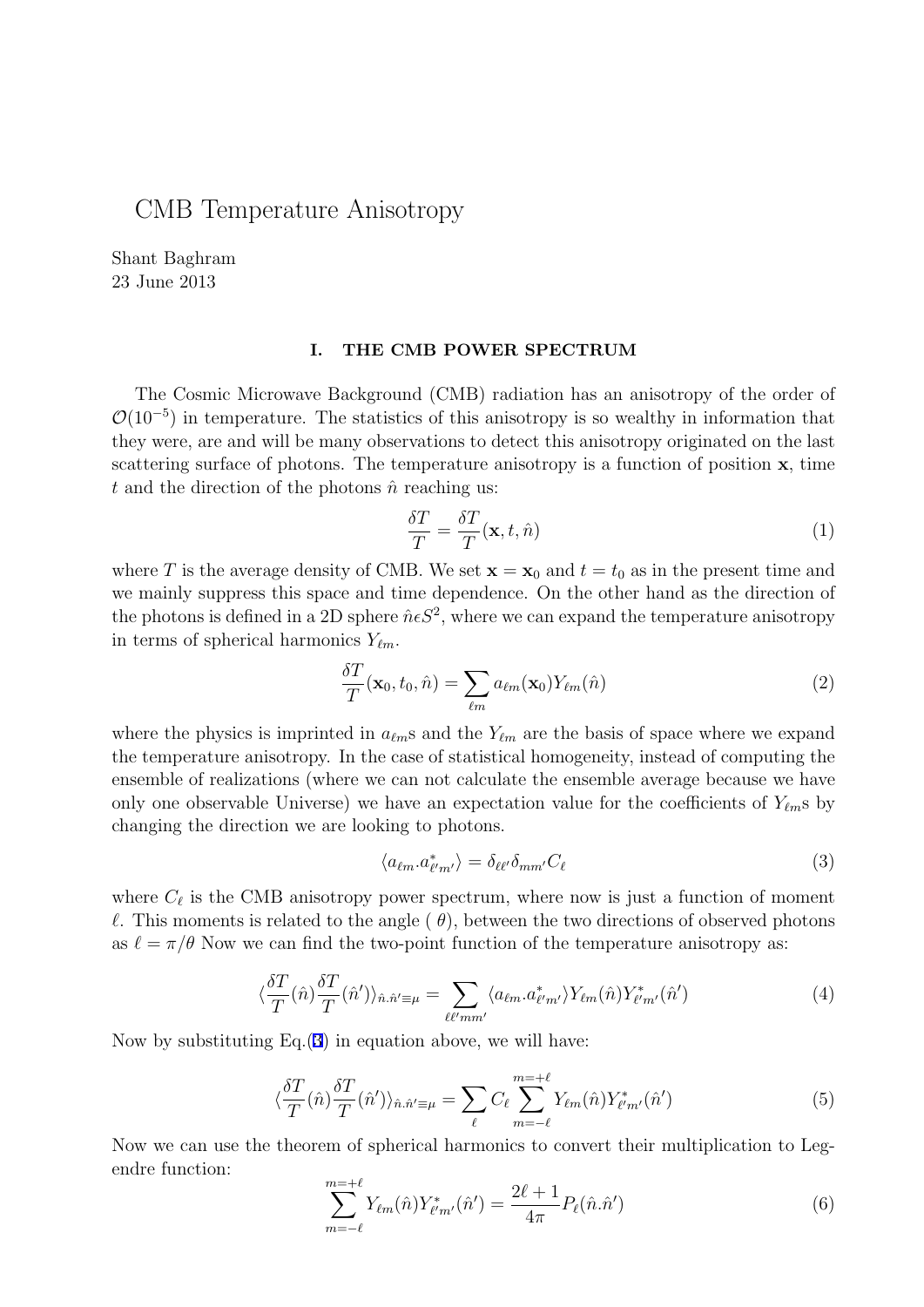# CMB Temperature Anisotropy

Shant Baghram
23 June 2013

## I. THE CMB POWER SPECTRUM

The Cosmic Microwave Background (CMB) radiation has an anisotropy of the order of $\mathcal{O}(10^{-5})$ in temperature. The statistics of this anisotropy is so wealthy in information that they were, are and will be many observations to detect this anisotropy originated on the last scattering surface of photons. The temperature anisotropy is a function of position $\mathbf{x}$, time $t$ and the direction of the photons $\hat{n}$ reaching us:

$$\frac{\delta T}{T} = \frac{\delta T}{T}(\mathbf{x}, t, \hat{n}) \tag{1}$$

where $T$ is the average density of CMB. We set $\mathbf{x} = \mathbf{x}_0$ and $t = t_0$ as in the present time and we mainly suppress this space and time dependence. On the other hand as the direction of the photons is defined in a 2D sphere $\hat{n} \epsilon S^2$, where we can expand the temperature anisotropy in terms of spherical harmonics $Y_{\ell m}$.

$$\frac{\delta T}{T}(\mathbf{x}_0, t_0, \hat{n}) = \sum_{\ell m} a_{\ell m}(\mathbf{x}_0) Y_{\ell m}(\hat{n}) \tag{2}$$

where the physics is imprinted in $a_{\ell m}$s and the $Y_{\ell m}$ are the basis of space where we expand the temperature anisotropy. In the case of statistical homogeneity, instead of computing the ensemble of realizations (where we can not calculate the ensemble average because we have only one observable Universe) we have an expectation value for the coefficients of $Y_{\ell m}$s by changing the direction we are looking to photons.

$$\langle a_{\ell m}.a^*_{\ell' m'} \rangle = \delta_{\ell \ell'} \delta_{m m'} C_\ell \tag{3}$$

where $C_\ell$ is the CMB anisotropy power spectrum, where now is just a function of moment $\ell$. This moments is related to the angle ( $\theta$), between the two directions of observed photons as $\ell = \pi/\theta$ Now we can find the two-point function of the temperature anisotropy as:

$$\langle \frac{\delta T}{T}(\hat{n}) \frac{\delta T}{T}(\hat{n}') \rangle_{\hat{n}.\hat{n}' \equiv \mu} = \sum_{\ell \ell' m m'} \langle a_{\ell m}.a^*_{\ell' m'} \rangle Y_{\ell m}(\hat{n}) Y^*_{\ell' m'}(\hat{n}') \tag{4}$$

Now by substituting Eq.(3) in equation above, we will have:

$$\langle \frac{\delta T}{T}(\hat{n}) \frac{\delta T}{T}(\hat{n}') \rangle_{\hat{n}.\hat{n}' \equiv \mu} = \sum_{\ell} C_\ell \sum_{m=-\ell}^{m=+\ell} Y_{\ell m}(\hat{n}) Y^*_{\ell' m'}(\hat{n}') \tag{5}$$

Now we can use the theorem of spherical harmonics to convert their multiplication to Legendre function:

$$\sum_{m=-\ell}^{m=+\ell} Y_{\ell m}(\hat{n}) Y^*_{\ell' m'}(\hat{n}') = \frac{2\ell + 1}{4\pi} P_\ell(\hat{n}.\hat{n}') \tag{6}$$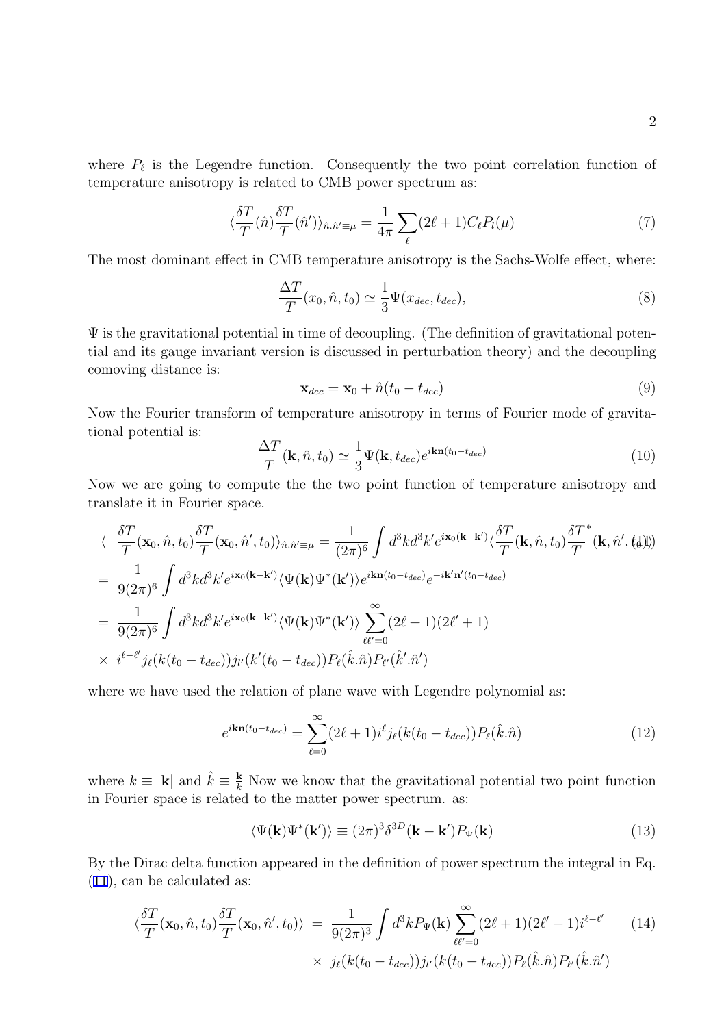where $P_\ell$ is the Legendre function. Consequently the two point correlation function of temperature anisotropy is related to CMB power spectrum as:

$$\langle \frac{\delta T}{T}(\hat{n}) \frac{\delta T}{T}(\hat{n}') \rangle_{\hat{n}.\hat{n}' \equiv \mu} = \frac{1}{4\pi} \sum_\ell (2\ell + 1) C_\ell P_l(\mu) \tag{7}$$

The most dominant effect in CMB temperature anisotropy is the Sachs-Wolfe effect, where:

$$\frac{\Delta T}{T}(x_0, \hat{n}, t_0) \simeq \frac{1}{3} \Psi(x_{dec}, t_{dec}), \tag{8}$$

$\Psi$ is the gravitational potential in time of decoupling. (The definition of gravitational potential and its gauge invariant version is discussed in perturbation theory) and the decoupling comoving distance is:

$$\mathbf{x}_{dec} = \mathbf{x}_0 + \hat{n}(t_0 - t_{dec}) \tag{9}$$

Now the Fourier transform of temperature anisotropy in terms of Fourier mode of gravitational potential is:

$$\frac{\Delta T}{T}(\mathbf{k}, \hat{n}, t_0) \simeq \frac{1}{3} \Psi(\mathbf{k}, t_{dec}) e^{i\mathbf{kn}(t_0 - t_{dec})} \tag{10}$$

Now we are going to compute the the two point function of temperature anisotropy and translate it in Fourier space.

$$\begin{aligned}
\langle & \frac{\delta T}{T}(\mathbf{x}_0, \hat{n}, t_0) \frac{\delta T}{T}(\mathbf{x}_0, \hat{n}', t_0) \rangle_{\hat{n}.\hat{n}' \equiv \mu} = \frac{1}{(2\pi)^6} \int d^3k d^3k' e^{i\mathbf{x}_0(\mathbf{k}-\mathbf{k}')} \langle \frac{\delta T}{T}(\mathbf{k}, \hat{n}, t_0) \frac{\delta T}{T}^*(\mathbf{k}, \hat{n}', t_0) \rangle \qquad (11)\\
&= \frac{1}{9(2\pi)^6} \int d^3k d^3k' e^{i\mathbf{x}_0(\mathbf{k}-\mathbf{k}')} \langle \Psi(\mathbf{k}) \Psi^*(\mathbf{k}') \rangle e^{i\mathbf{kn}(t_0 - t_{dec})} e^{-i\mathbf{k}'\mathbf{n}'(t_0 - t_{dec})} \\
&= \frac{1}{9(2\pi)^6} \int d^3k d^3k' e^{i\mathbf{x}_0(\mathbf{k}-\mathbf{k}')} \langle \Psi(\mathbf{k}) \Psi^*(\mathbf{k}') \rangle \sum_{\ell\ell'=0}^{\infty} (2\ell+1)(2\ell'+1) \\
&\times\ i^{\ell-\ell'} j_\ell(k(t_0 - t_{dec})) j_{l'}(k'(t_0 - t_{dec})) P_\ell(\hat{k}.\hat{n}) P_{\ell'}(\hat{k}'.\hat{n}')
\end{aligned}$$

where we have used the relation of plane wave with Legendre polynomial as:

$$e^{i\mathbf{kn}(t_0 - t_{dec})} = \sum_{\ell=0}^{\infty} (2\ell+1) i^\ell j_\ell(k(t_0 - t_{dec})) P_\ell(\hat{k}.\hat{n}) \tag{12}$$

where $k \equiv |\mathbf{k}|$ and $\hat{k} \equiv \frac{\mathbf{k}}{k}$ Now we know that the gravitational potential two point function in Fourier space is related to the matter power spectrum. as:

$$\langle \Psi(\mathbf{k}) \Psi^*(\mathbf{k}') \rangle \equiv (2\pi)^3 \delta^{3D}(\mathbf{k} - \mathbf{k}') P_\Psi(\mathbf{k}) \tag{13}$$

By the Dirac delta function appeared in the definition of power spectrum the integral in Eq. (11), can be calculated as:

$$\begin{aligned}
\langle \frac{\delta T}{T}(\mathbf{x}_0, \hat{n}, t_0) \frac{\delta T}{T}(\mathbf{x}_0, \hat{n}', t_0) \rangle &= \frac{1}{9(2\pi)^3} \int d^3k P_\Psi(\mathbf{k}) \sum_{\ell\ell'=0}^{\infty} (2\ell+1)(2\ell'+1) i^{\ell-\ell'} \qquad (14)\\
&\times\ j_\ell(k(t_0 - t_{dec})) j_{l'}(k(t_0 - t_{dec})) P_\ell(\hat{k}.\hat{n}) P_{\ell'}(\hat{k}.\hat{n}')
\end{aligned}$$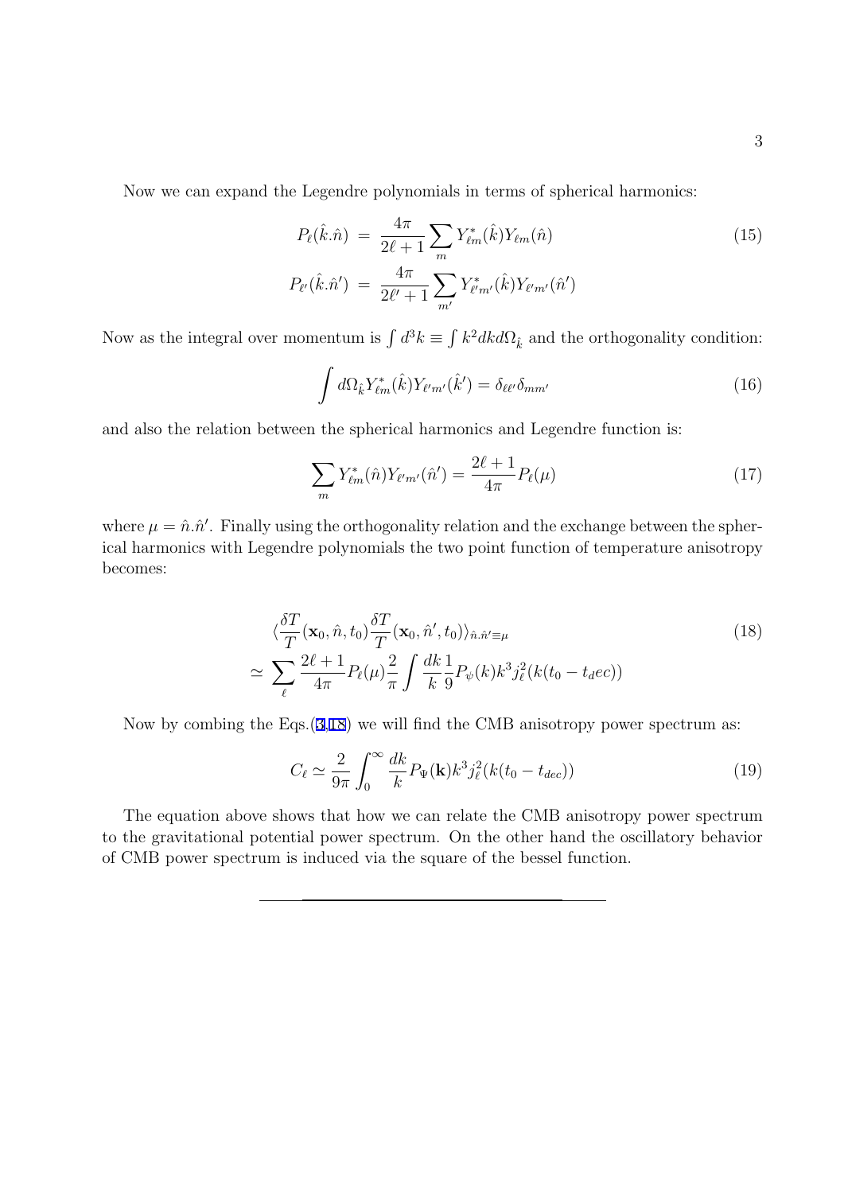Now we can expand the Legendre polynomials in terms of spherical harmonics:

$$
\begin{aligned}
P_\ell(\hat{k}.\hat{n}) &= \frac{4\pi}{2\ell+1}\sum_m Y^*_{\ell m}(\hat{k})Y_{\ell m}(\hat{n}) \\
P_{\ell'}(\hat{k}.\hat{n}') &= \frac{4\pi}{2\ell'+1}\sum_{m'} Y^*_{\ell' m'}(\hat{k})Y_{\ell' m'}(\hat{n}')
\end{aligned}
\tag{15}
$$

Now as the integral over momentum is $\int d^3k \equiv \int k^2 dk d\Omega_{\hat{k}}$ and the orthogonality condition:

$$
\int d\Omega_{\hat{k}} Y^*_{\ell m}(\hat{k})Y_{\ell' m'}(\hat{k}') = \delta_{\ell\ell'}\delta_{mm'} \tag{16}
$$

and also the relation between the spherical harmonics and Legendre function is:

$$
\sum_m Y^*_{\ell m}(\hat{n})Y_{\ell' m'}(\hat{n}') = \frac{2\ell+1}{4\pi}P_\ell(\mu) \tag{17}
$$

where $\mu = \hat{n}.\hat{n}'$. Finally using the orthogonality relation and the exchange between the spherical harmonics with Legendre polynomials the two point function of temperature anisotropy becomes:

$$
\begin{aligned}
&\langle\frac{\delta T}{T}(\mathbf{x}_0,\hat{n},t_0)\frac{\delta T}{T}(\mathbf{x}_0,\hat{n}',t_0)\rangle_{\hat{n}.\hat{n}'\equiv\mu} \\
&\simeq \sum_\ell \frac{2\ell+1}{4\pi}P_\ell(\mu)\frac{2}{\pi}\int\frac{dk}{k}\frac{1}{9}P_\psi(k)k^3 j^2_\ell(k(t_0-t_dec))
\end{aligned}
\tag{18}
$$

Now by combing the Eqs.(3,18) we will find the CMB anisotropy power spectrum as:

$$
C_\ell \simeq \frac{2}{9\pi}\int_0^\infty \frac{dk}{k}P_\Psi(\mathbf{k})k^3 j^2_\ell(k(t_0-t_{dec})) \tag{19}
$$

The equation above shows that how we can relate the CMB anisotropy power spectrum to the gravitational potential power spectrum. On the other hand the oscillatory behavior of CMB power spectrum is induced via the square of the bessel function.